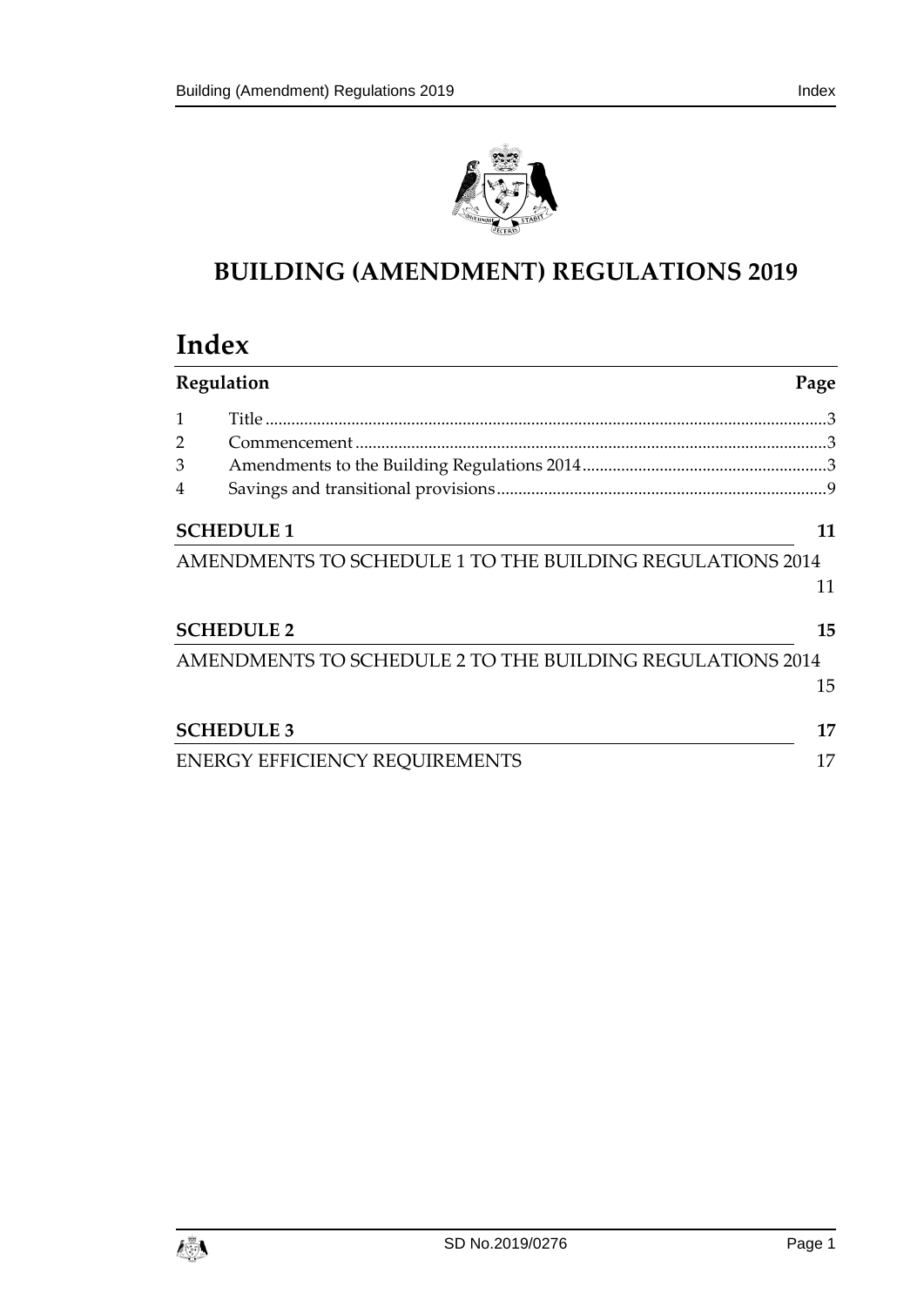# BUILDING (AMENDMENT) REGULATIONS 2019

## Index

| Regulation | | Page |
|---|---|---|
| 1 | Title | 3 |
| 2 | Commencement | 3 |
| 3 | Amendments to the Building Regulations 2014 | 3 |
| 4 | Savings and transitional provisions | 9 |

**SCHEDULE 1** 11

AMENDMENTS TO SCHEDULE 1 TO THE BUILDING REGULATIONS 2014 11

**SCHEDULE 2** 15

AMENDMENTS TO SCHEDULE 2 TO THE BUILDING REGULATIONS 2014 15

**SCHEDULE 3** 17

ENERGY EFFICIENCY REQUIREMENTS 17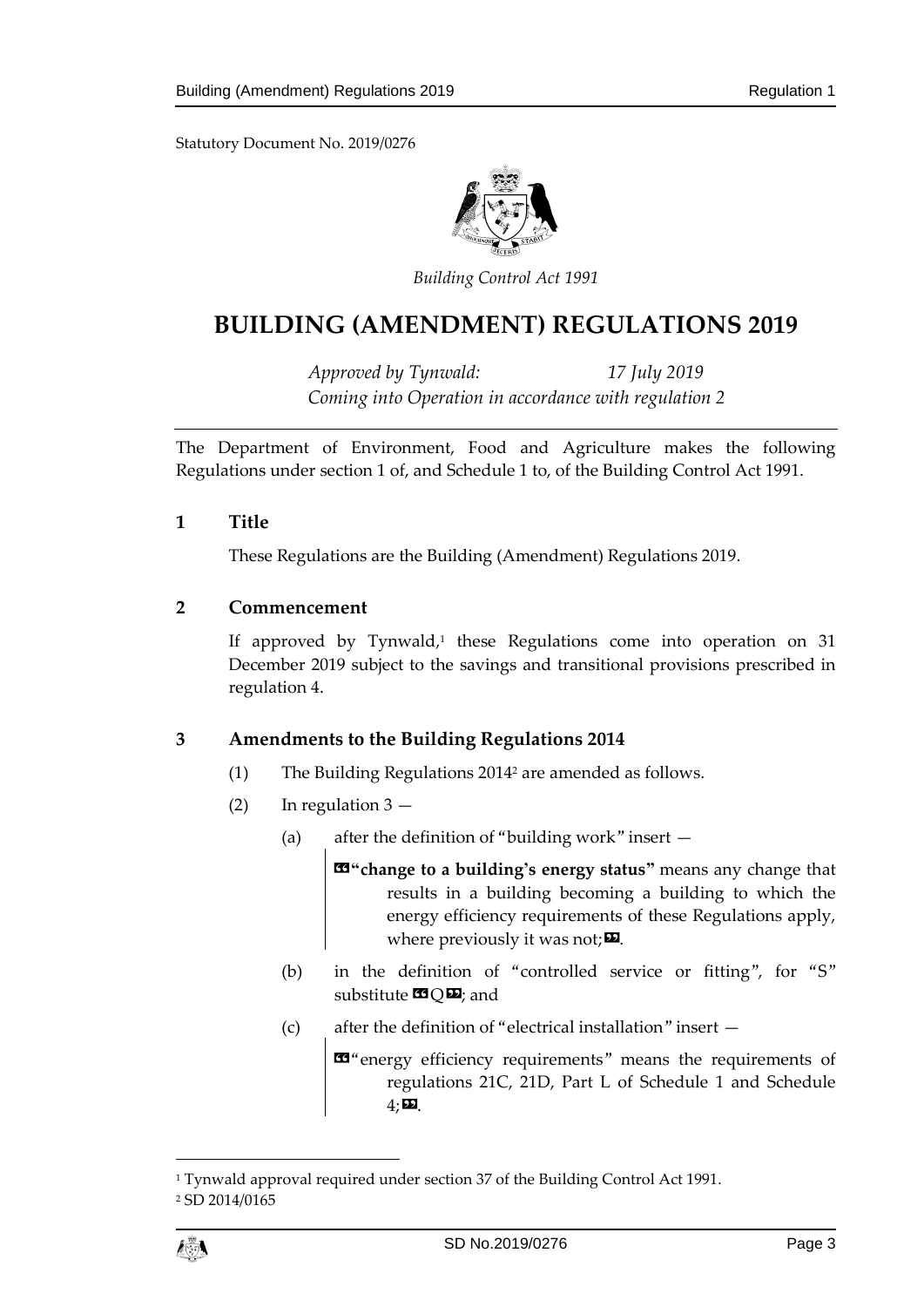Statutory Document No. 2019/0276

*Building Control Act 1991*

# BUILDING (AMENDMENT) REGULATIONS 2019

*Approved by Tynwald: 17 July 2019*
*Coming into Operation in accordance with regulation 2*

The Department of Environment, Food and Agriculture makes the following Regulations under section 1 of, and Schedule 1 to, of the Building Control Act 1991.

## 1 Title

These Regulations are the Building (Amendment) Regulations 2019.

## 2 Commencement

If approved by Tynwald,[1] these Regulations come into operation on 31 December 2019 subject to the savings and transitional provisions prescribed in regulation 4.

## 3 Amendments to the Building Regulations 2014

(1) The Building Regulations 2014[2] are amended as follows.

(2) In regulation 3 —

(a) after the definition of "building work" insert —

> «**"change to a building's energy status"** means any change that results in a building becoming a building to which the energy efficiency requirements of these Regulations apply, where previously it was not;».

(b) in the definition of "controlled service or fitting", for "S" substitute «Q»; and

(c) after the definition of "electrical installation" insert —

> «"energy efficiency requirements" means the requirements of regulations 21C, 21D, Part L of Schedule 1 and Schedule 4;».

---

[1] Tynwald approval required under section 37 of the Building Control Act 1991.

[2] SD 2014/0165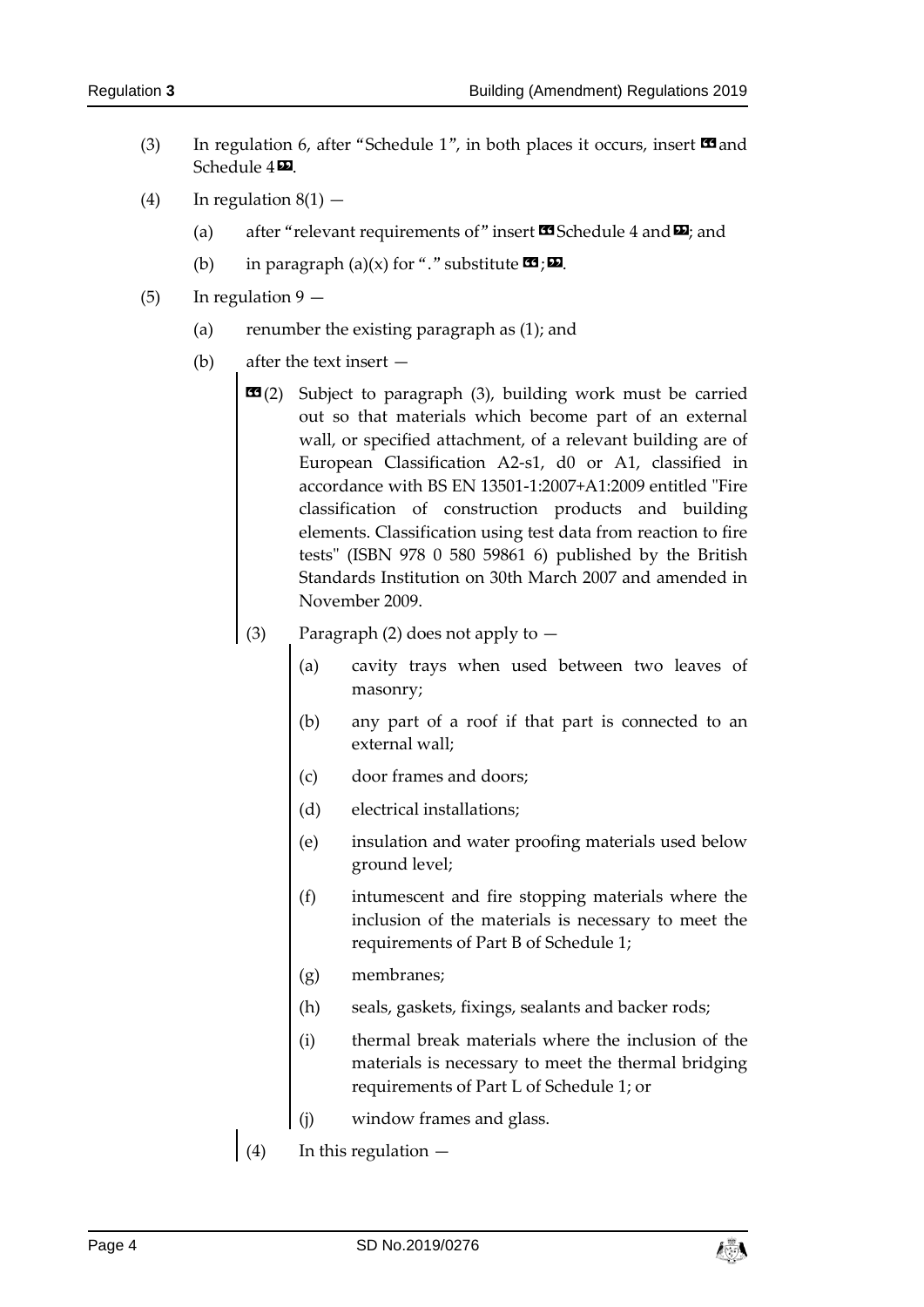(3) In regulation 6, after "Schedule 1", in both places it occurs, insert «and Schedule 4».

(4) In regulation 8(1) —

(a) after "relevant requirements of" insert «Schedule 4 and»; and

(b) in paragraph (a)(x) for "." substitute «;».

(5) In regulation 9 —

(a) renumber the existing paragraph as (1); and

(b) after the text insert —

«(2) Subject to paragraph (3), building work must be carried out so that materials which become part of an external wall, or specified attachment, of a relevant building are of European Classification A2-s1, d0 or A1, classified in accordance with BS EN 13501-1:2007+A1:2009 entitled "Fire classification of construction products and building elements. Classification using test data from reaction to fire tests" (ISBN 978 0 580 59861 6) published by the British Standards Institution on 30th March 2007 and amended in November 2009.

(3) Paragraph (2) does not apply to —

(a) cavity trays when used between two leaves of masonry;

(b) any part of a roof if that part is connected to an external wall;

(c) door frames and doors;

(d) electrical installations;

(e) insulation and water proofing materials used below ground level;

(f) intumescent and fire stopping materials where the inclusion of the materials is necessary to meet the requirements of Part B of Schedule 1;

(g) membranes;

(h) seals, gaskets, fixings, sealants and backer rods;

(i) thermal break materials where the inclusion of the materials is necessary to meet the thermal bridging requirements of Part L of Schedule 1; or

(j) window frames and glass.

(4) In this regulation —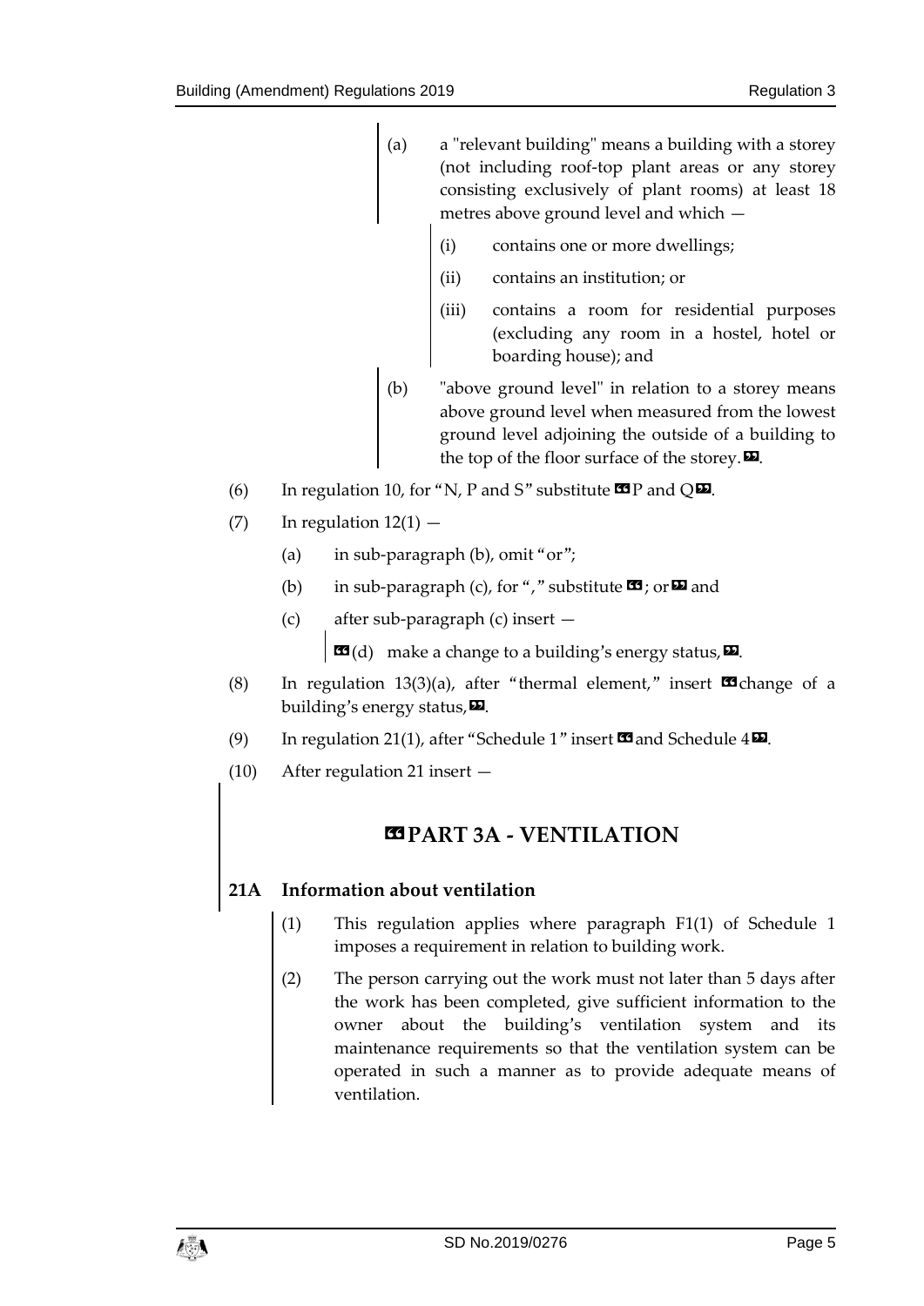(a) a "relevant building" means a building with a storey (not including roof-top plant areas or any storey consisting exclusively of plant rooms) at least 18 metres above ground level and which —

(i) contains one or more dwellings;

(ii) contains an institution; or

(iii) contains a room for residential purposes (excluding any room in a hostel, hotel or boarding house); and

(b) "above ground level" in relation to a storey means above ground level when measured from the lowest ground level adjoining the outside of a building to the top of the floor surface of the storey.».

(6) In regulation 10, for "N, P and S" substitute «P and Q».

(7) In regulation 12(1) —

(a) in sub-paragraph (b), omit "or";

(b) in sub-paragraph (c), for "," substitute «; or» and

(c) after sub-paragraph (c) insert —

«(d) make a change to a building's energy status,».

(8) In regulation 13(3)(a), after "thermal element," insert «change of a building's energy status,».

(9) In regulation 21(1), after "Schedule 1" insert «and Schedule 4».

(10) After regulation 21 insert —

## «PART 3A - VENTILATION

### 21A Information about ventilation

(1) This regulation applies where paragraph F1(1) of Schedule 1 imposes a requirement in relation to building work.

(2) The person carrying out the work must not later than 5 days after the work has been completed, give sufficient information to the owner about the building's ventilation system and its maintenance requirements so that the ventilation system can be operated in such a manner as to provide adequate means of ventilation.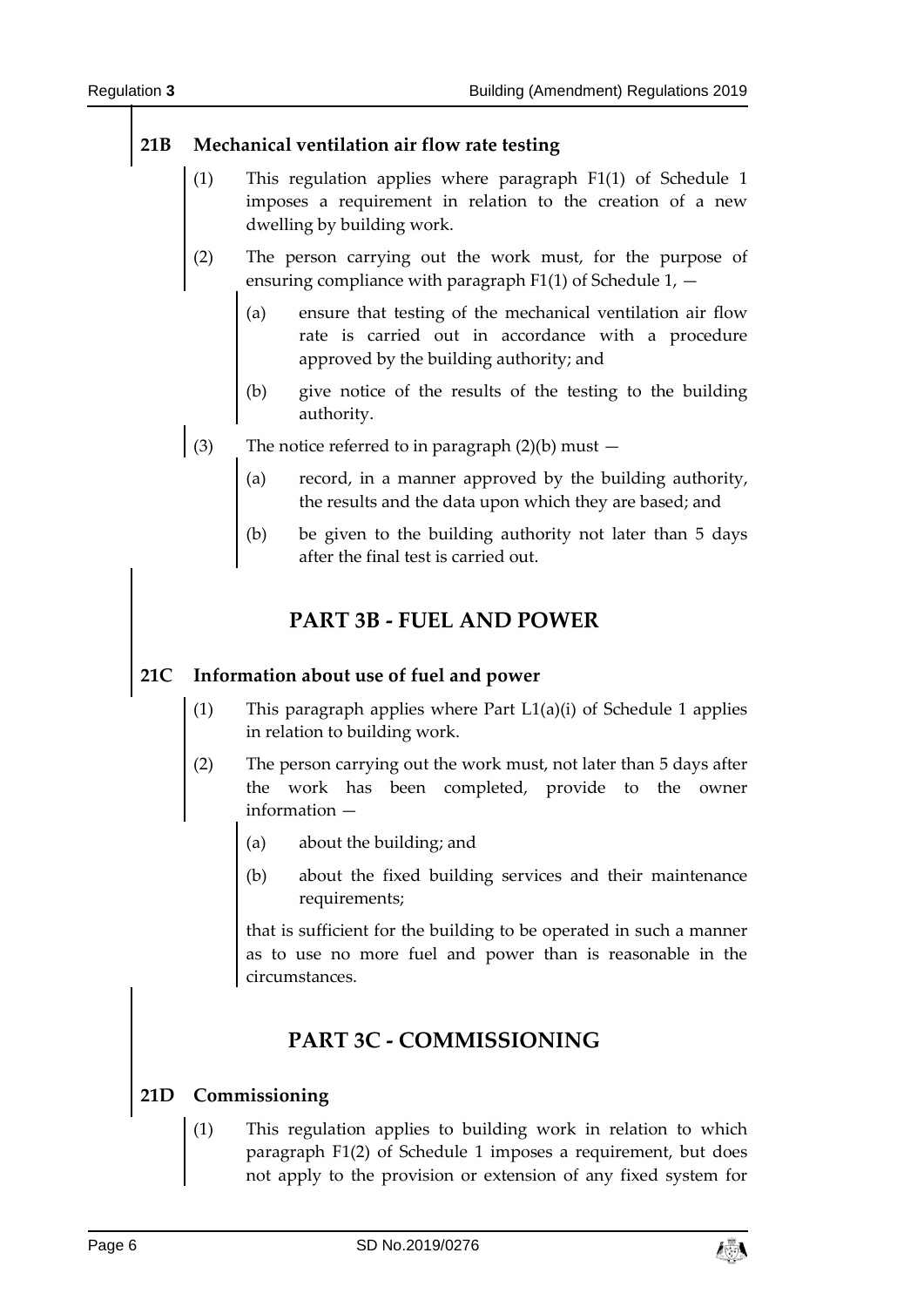### 21B Mechanical ventilation air flow rate testing

(1) This regulation applies where paragraph F1(1) of Schedule 1 imposes a requirement in relation to the creation of a new dwelling by building work.

(2) The person carrying out the work must, for the purpose of ensuring compliance with paragraph F1(1) of Schedule 1, —

(a) ensure that testing of the mechanical ventilation air flow rate is carried out in accordance with a procedure approved by the building authority; and

(b) give notice of the results of the testing to the building authority.

(3) The notice referred to in paragraph (2)(b) must —

(a) record, in a manner approved by the building authority, the results and the data upon which they are based; and

(b) be given to the building authority not later than 5 days after the final test is carried out.

## PART 3B - FUEL AND POWER

### 21C Information about use of fuel and power

(1) This paragraph applies where Part L1(a)(i) of Schedule 1 applies in relation to building work.

(2) The person carrying out the work must, not later than 5 days after the work has been completed, provide to the owner information —

(a) about the building; and

(b) about the fixed building services and their maintenance requirements;

that is sufficient for the building to be operated in such a manner as to use no more fuel and power than is reasonable in the circumstances.

## PART 3C - COMMISSIONING

### 21D Commissioning

(1) This regulation applies to building work in relation to which paragraph F1(2) of Schedule 1 imposes a requirement, but does not apply to the provision or extension of any fixed system for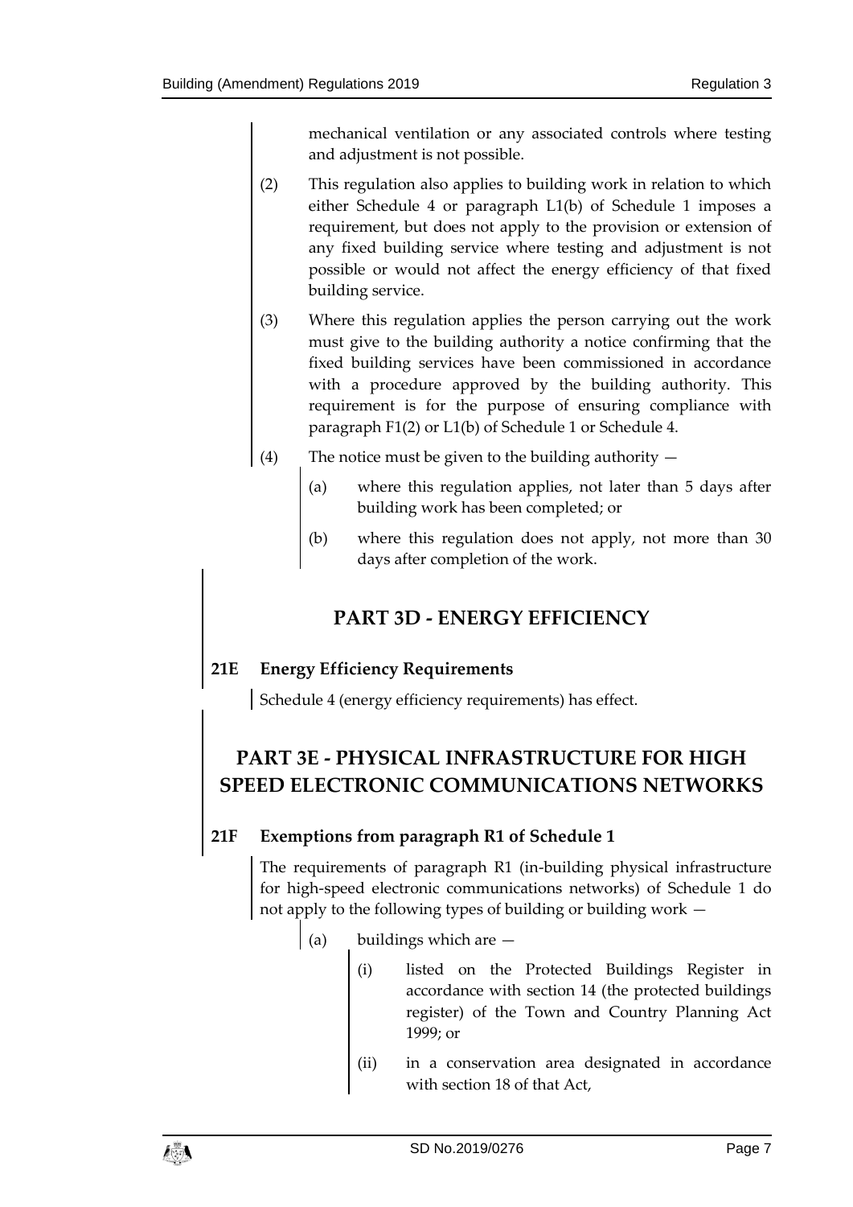mechanical ventilation or any associated controls where testing and adjustment is not possible.

(2) This regulation also applies to building work in relation to which either Schedule 4 or paragraph L1(b) of Schedule 1 imposes a requirement, but does not apply to the provision or extension of any fixed building service where testing and adjustment is not possible or would not affect the energy efficiency of that fixed building service.

(3) Where this regulation applies the person carrying out the work must give to the building authority a notice confirming that the fixed building services have been commissioned in accordance with a procedure approved by the building authority. This requirement is for the purpose of ensuring compliance with paragraph F1(2) or L1(b) of Schedule 1 or Schedule 4.

(4) The notice must be given to the building authority —

(a) where this regulation applies, not later than 5 days after building work has been completed; or

(b) where this regulation does not apply, not more than 30 days after completion of the work.

## PART 3D - ENERGY EFFICIENCY

### 21E Energy Efficiency Requirements

Schedule 4 (energy efficiency requirements) has effect.

## PART 3E - PHYSICAL INFRASTRUCTURE FOR HIGH SPEED ELECTRONIC COMMUNICATIONS NETWORKS

### 21F Exemptions from paragraph R1 of Schedule 1

The requirements of paragraph R1 (in-building physical infrastructure for high-speed electronic communications networks) of Schedule 1 do not apply to the following types of building or building work —

(a) buildings which are —

(i) listed on the Protected Buildings Register in accordance with section 14 (the protected buildings register) of the Town and Country Planning Act 1999; or

(ii) in a conservation area designated in accordance with section 18 of that Act,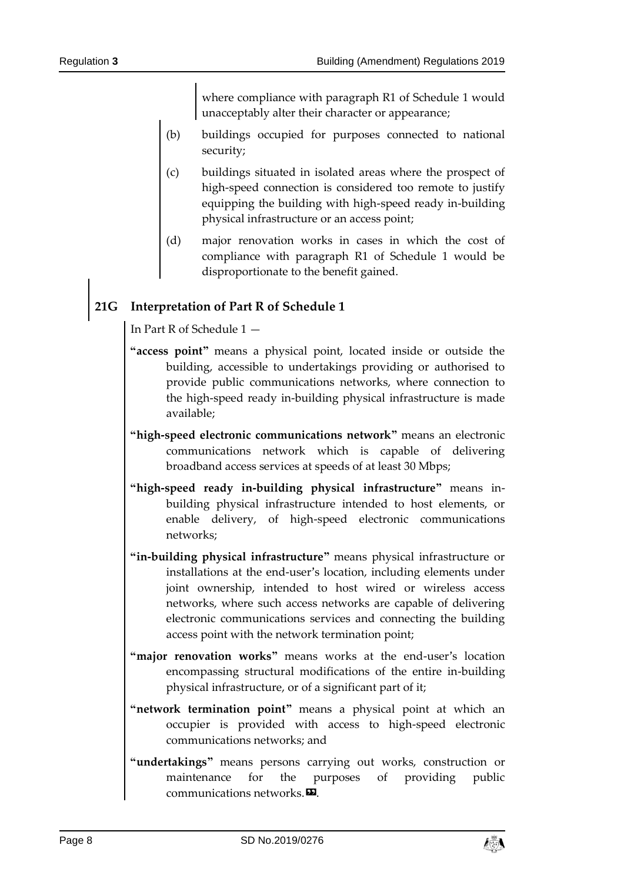where compliance with paragraph R1 of Schedule 1 would unacceptably alter their character or appearance;

(b) buildings occupied for purposes connected to national security;

(c) buildings situated in isolated areas where the prospect of high-speed connection is considered too remote to justify equipping the building with high-speed ready in-building physical infrastructure or an access point;

(d) major renovation works in cases in which the cost of compliance with paragraph R1 of Schedule 1 would be disproportionate to the benefit gained.

## 21G Interpretation of Part R of Schedule 1

In Part R of Schedule 1 —

**"access point"** means a physical point, located inside or outside the building, accessible to undertakings providing or authorised to provide public communications networks, where connection to the high-speed ready in-building physical infrastructure is made available;

**"high-speed electronic communications network"** means an electronic communications network which is capable of delivering broadband access services at speeds of at least 30 Mbps;

**"high-speed ready in-building physical infrastructure"** means in-building physical infrastructure intended to host elements, or enable delivery, of high-speed electronic communications networks;

**"in-building physical infrastructure"** means physical infrastructure or installations at the end-user's location, including elements under joint ownership, intended to host wired or wireless access networks, where such access networks are capable of delivering electronic communications services and connecting the building access point with the network termination point;

**"major renovation works"** means works at the end-user's location encompassing structural modifications of the entire in-building physical infrastructure, or of a significant part of it;

**"network termination point"** means a physical point at which an occupier is provided with access to high-speed electronic communications networks; and

**"undertakings"** means persons carrying out works, construction or maintenance for the purposes of providing public communications networks.".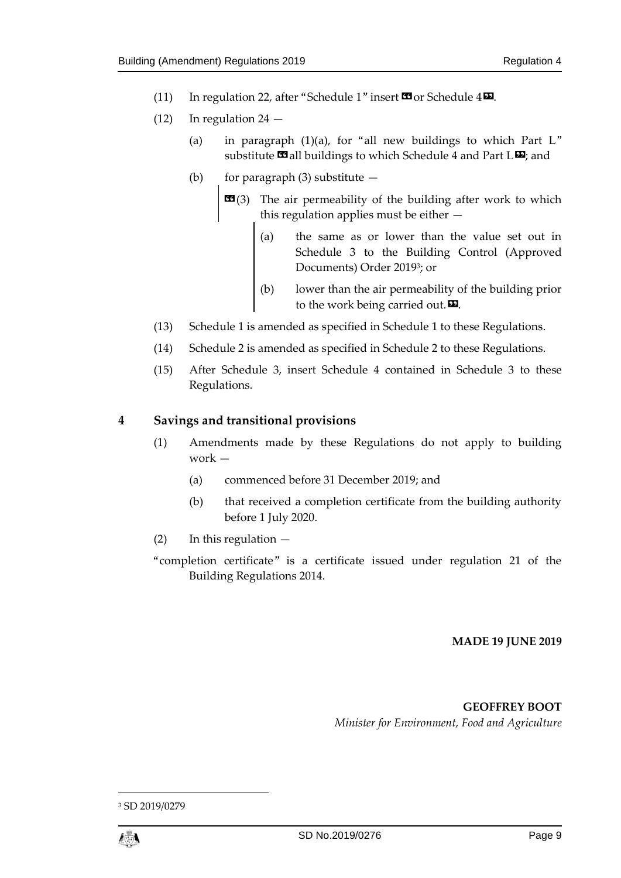(11) In regulation 22, after "Schedule 1" insert «or Schedule 4».

(12) In regulation 24 —

(a) in paragraph (1)(a), for "all new buildings to which Part L" substitute «all buildings to which Schedule 4 and Part L»; and

(b) for paragraph (3) substitute —

> «(3) The air permeability of the building after work to which this regulation applies must be either —
>
> (a) the same as or lower than the value set out in Schedule 3 to the Building Control (Approved Documents) Order 2019[3]; or
>
> (b) lower than the air permeability of the building prior to the work being carried out.».

(13) Schedule 1 is amended as specified in Schedule 1 to these Regulations.

(14) Schedule 2 is amended as specified in Schedule 2 to these Regulations.

(15) After Schedule 3, insert Schedule 4 contained in Schedule 3 to these Regulations.

## 4 Savings and transitional provisions

(1) Amendments made by these Regulations do not apply to building work —

(a) commenced before 31 December 2019; and

(b) that received a completion certificate from the building authority before 1 July 2020.

(2) In this regulation —

"completion certificate" is a certificate issued under regulation 21 of the Building Regulations 2014.

**MADE 19 JUNE 2019**

**GEOFFREY BOOT**
*Minister for Environment, Food and Agriculture*

---

[3] SD 2019/0279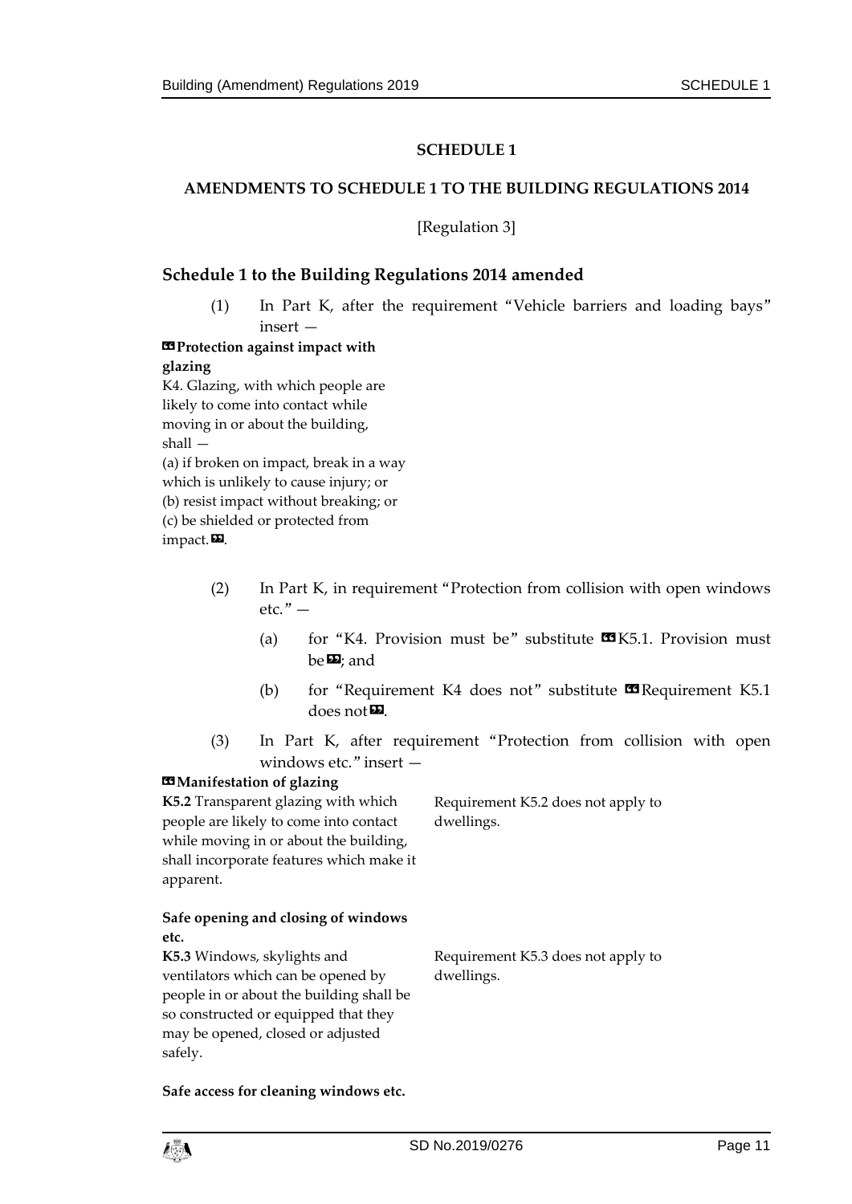## SCHEDULE 1

## AMENDMENTS TO SCHEDULE 1 TO THE BUILDING REGULATIONS 2014

[Regulation 3]

### Schedule 1 to the Building Regulations 2014 amended

(1) In Part K, after the requirement "Vehicle barriers and loading bays" insert —

«**Protection against impact with glazing**

K4. Glazing, with which people are likely to come into contact while moving in or about the building, shall —

(a) if broken on impact, break in a way which is unlikely to cause injury; or

(b) resist impact without breaking; or

(c) be shielded or protected from impact.».

(2) In Part K, in requirement "Protection from collision with open windows etc." —

(a) for "K4. Provision must be" substitute «K5.1. Provision must be»; and

(b) for "Requirement K4 does not" substitute «Requirement K5.1 does not».

(3) In Part K, after requirement "Protection from collision with open windows etc." insert —

«**Manifestation of glazing**

| | |
|---|---|
| **K5.2** Transparent glazing with which people are likely to come into contact while moving in or about the building, shall incorporate features which make it apparent. | Requirement K5.2 does not apply to dwellings. |

**Safe opening and closing of windows etc.**

| | |
|---|---|
| **K5.3** Windows, skylights and ventilators which can be opened by people in or about the building shall be so constructed or equipped that they may be opened, closed or adjusted safely. | Requirement K5.3 does not apply to dwellings. |

**Safe access for cleaning windows etc.**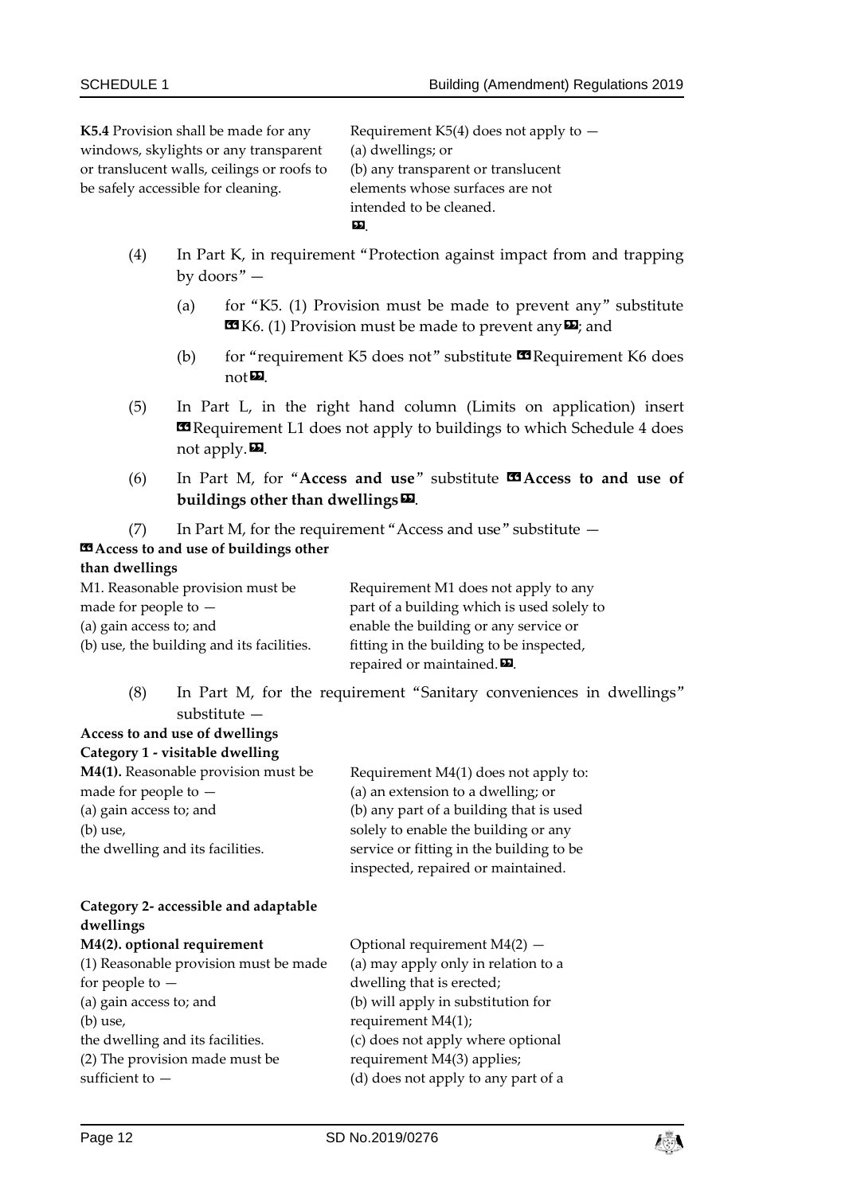| | |
|---|---|
| **K5.4** Provision shall be made for any windows, skylights or any transparent or translucent walls, ceilings or roofs to be safely accessible for cleaning. | Requirement K5(4) does not apply to — (a) dwellings; or (b) any transparent or translucent elements whose surfaces are not intended to be cleaned. ”. |

(4) In Part K, in requirement "Protection against impact from and trapping by doors" —

(a) for "K5. (1) Provision must be made to prevent any" substitute “K6. (1) Provision must be made to prevent any”; and

(b) for "requirement K5 does not" substitute “Requirement K6 does not”.

(5) In Part L, in the right hand column (Limits on application) insert “Requirement L1 does not apply to buildings to which Schedule 4 does not apply.”.

(6) In Part M, for "**Access and use**" substitute “**Access to and use of buildings other than dwellings**”.

(7) In Part M, for the requirement "Access and use" substitute —

“**Access to and use of buildings other than dwellings**

| | |
|---|---|
| M1. Reasonable provision must be made for people to — (a) gain access to; and (b) use, the building and its facilities. | Requirement M1 does not apply to any part of a building which is used solely to enable the building or any service or fitting in the building to be inspected, repaired or maintained.”. |

(8) In Part M, for the requirement "Sanitary conveniences in dwellings" substitute —

**Access to and use of dwellings**

**Category 1 - visitable dwelling**

| | |
|---|---|
| **M4(1).** Reasonable provision must be made for people to — (a) gain access to; and (b) use, the dwelling and its facilities. | Requirement M4(1) does not apply to: (a) an extension to a dwelling; or (b) any part of a building that is used solely to enable the building or any service or fitting in the building to be inspected, repaired or maintained. |

**Category 2- accessible and adaptable dwellings**

| | |
|---|---|
| **M4(2). optional requirement** (1) Reasonable provision must be made for people to — (a) gain access to; and (b) use, the dwelling and its facilities. (2) The provision made must be sufficient to — | Optional requirement M4(2) — (a) may apply only in relation to a dwelling that is erected; (b) will apply in substitution for requirement M4(1); (c) does not apply where optional requirement M4(3) applies; (d) does not apply to any part of a |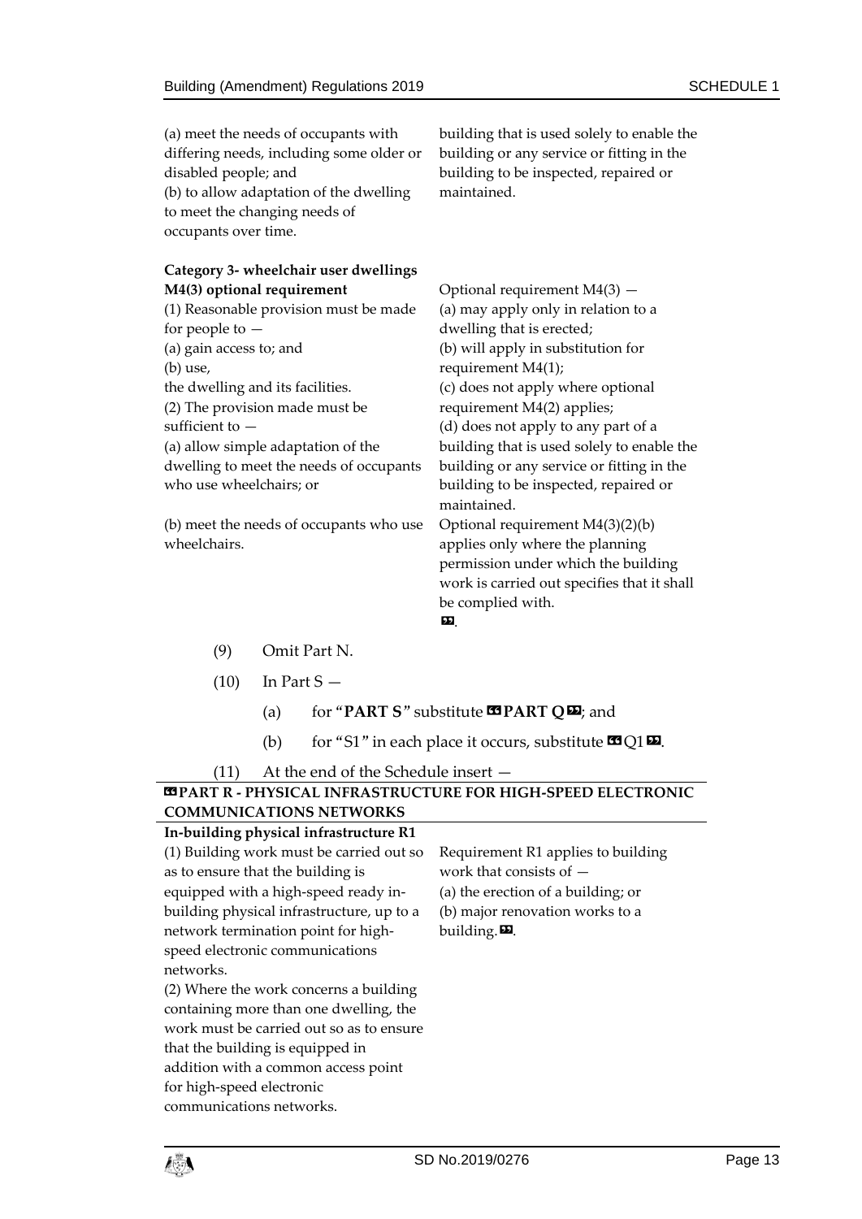| | |
|---|---|
| (a) meet the needs of occupants with differing needs, including some older or disabled people; and<br>(b) to allow adaptation of the dwelling to meet the changing needs of occupants over time. | building that is used solely to enable the building or any service or fitting in the building to be inspected, repaired or maintained. |
| **Category 3- wheelchair user dwellings M4(3) optional requirement**<br>(1) Reasonable provision must be made for people to —<br>(a) gain access to; and<br>(b) use,<br>the dwelling and its facilities.<br>(2) The provision made must be sufficient to —<br>(a) allow simple adaptation of the dwelling to meet the needs of occupants who use wheelchairs; or | Optional requirement M4(3) —<br>(a) may apply only in relation to a dwelling that is erected;<br>(b) will apply in substitution for requirement M4(1);<br>(c) does not apply where optional requirement M4(2) applies;<br>(d) does not apply to any part of a building that is used solely to enable the building or any service or fitting in the building to be inspected, repaired or maintained. |
| (b) meet the needs of occupants who use wheelchairs. | Optional requirement M4(3)(2)(b) applies only where the planning permission under which the building work is carried out specifies that it shall be complied with.<br>». |

(9) Omit Part N.

(10) In Part S —

(a) for "**PART S**" substitute «**PART Q**»; and

(b) for "S1" in each place it occurs, substitute «Q1».

(11) At the end of the Schedule insert —

| «**PART R - PHYSICAL INFRASTRUCTURE FOR HIGH-SPEED ELECTRONIC COMMUNICATIONS NETWORKS**| |
|---|---|
| **In-building physical infrastructure R1** | |
| (1) Building work must be carried out so as to ensure that the building is equipped with a high-speed ready in-building physical infrastructure, up to a network termination point for high-speed electronic communications networks.<br>(2) Where the work concerns a building containing more than one dwelling, the work must be carried out so as to ensure that the building is equipped in addition with a common access point for high-speed electronic communications networks. | Requirement R1 applies to building work that consists of —<br>(a) the erection of a building; or<br>(b) major renovation works to a building.». |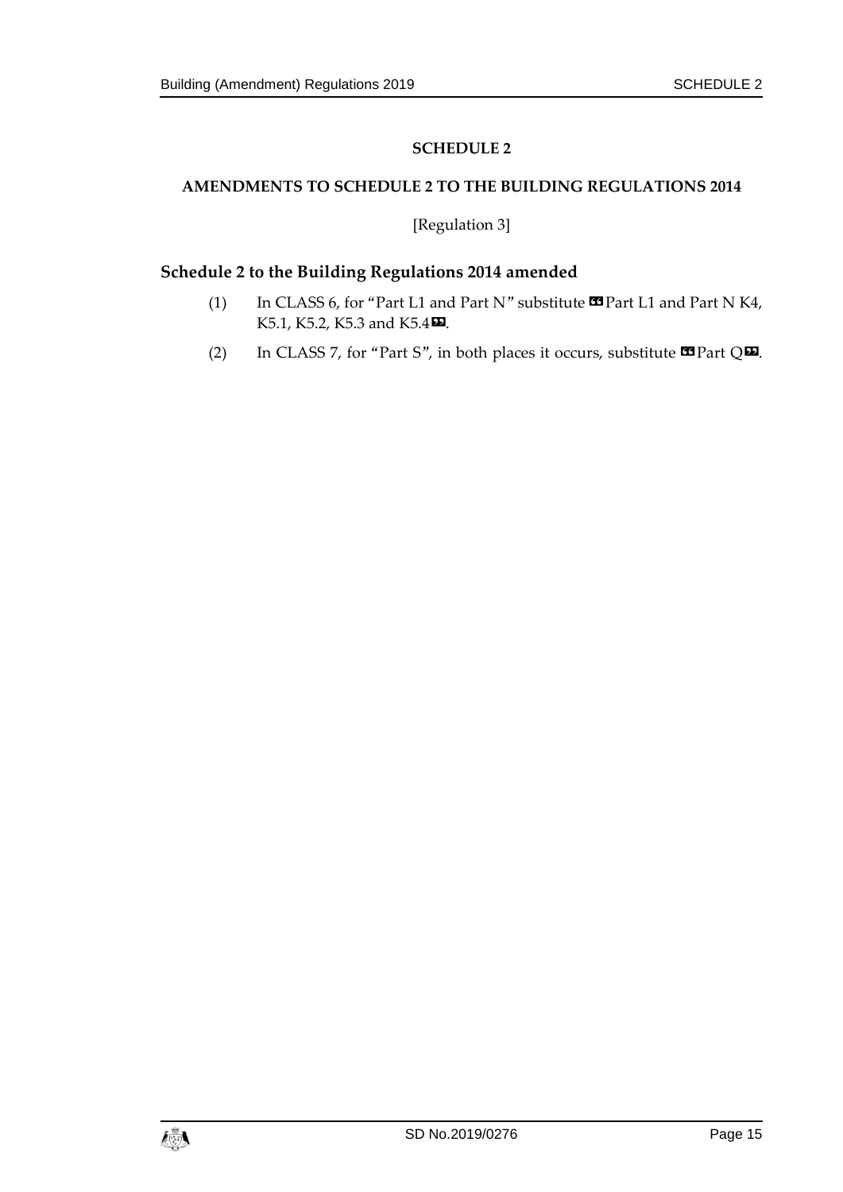## SCHEDULE 2

### AMENDMENTS TO SCHEDULE 2 TO THE BUILDING REGULATIONS 2014

[Regulation 3]

### Schedule 2 to the Building Regulations 2014 amended

(1) In CLASS 6, for "Part L1 and Part N" substitute «Part L1 and Part N K4, K5.1, K5.2, K5.3 and K5.4».

(2) In CLASS 7, for "Part S", in both places it occurs, substitute «Part Q».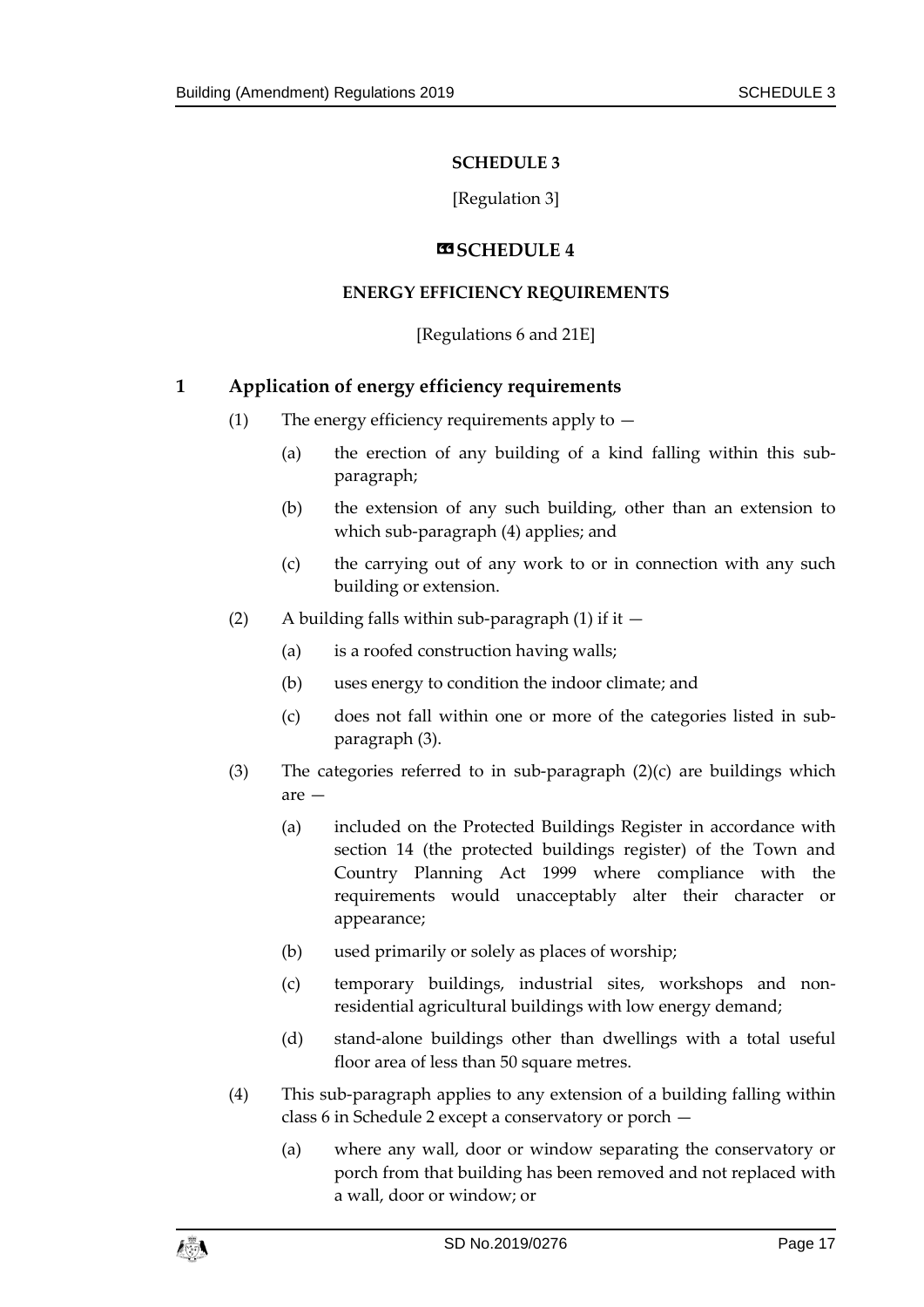**SCHEDULE 3**

[Regulation 3]

**«SCHEDULE 4**

**ENERGY EFFICIENCY REQUIREMENTS**

[Regulations 6 and 21E]

## 1 Application of energy efficiency requirements

(1) The energy efficiency requirements apply to —

(a) the erection of any building of a kind falling within this sub-paragraph;

(b) the extension of any such building, other than an extension to which sub-paragraph (4) applies; and

(c) the carrying out of any work to or in connection with any such building or extension.

(2) A building falls within sub-paragraph (1) if it —

(a) is a roofed construction having walls;

(b) uses energy to condition the indoor climate; and

(c) does not fall within one or more of the categories listed in sub-paragraph (3).

(3) The categories referred to in sub-paragraph (2)(c) are buildings which are —

(a) included on the Protected Buildings Register in accordance with section 14 (the protected buildings register) of the Town and Country Planning Act 1999 where compliance with the requirements would unacceptably alter their character or appearance;

(b) used primarily or solely as places of worship;

(c) temporary buildings, industrial sites, workshops and non-residential agricultural buildings with low energy demand;

(d) stand-alone buildings other than dwellings with a total useful floor area of less than 50 square metres.

(4) This sub-paragraph applies to any extension of a building falling within class 6 in Schedule 2 except a conservatory or porch —

(a) where any wall, door or window separating the conservatory or porch from that building has been removed and not replaced with a wall, door or window; or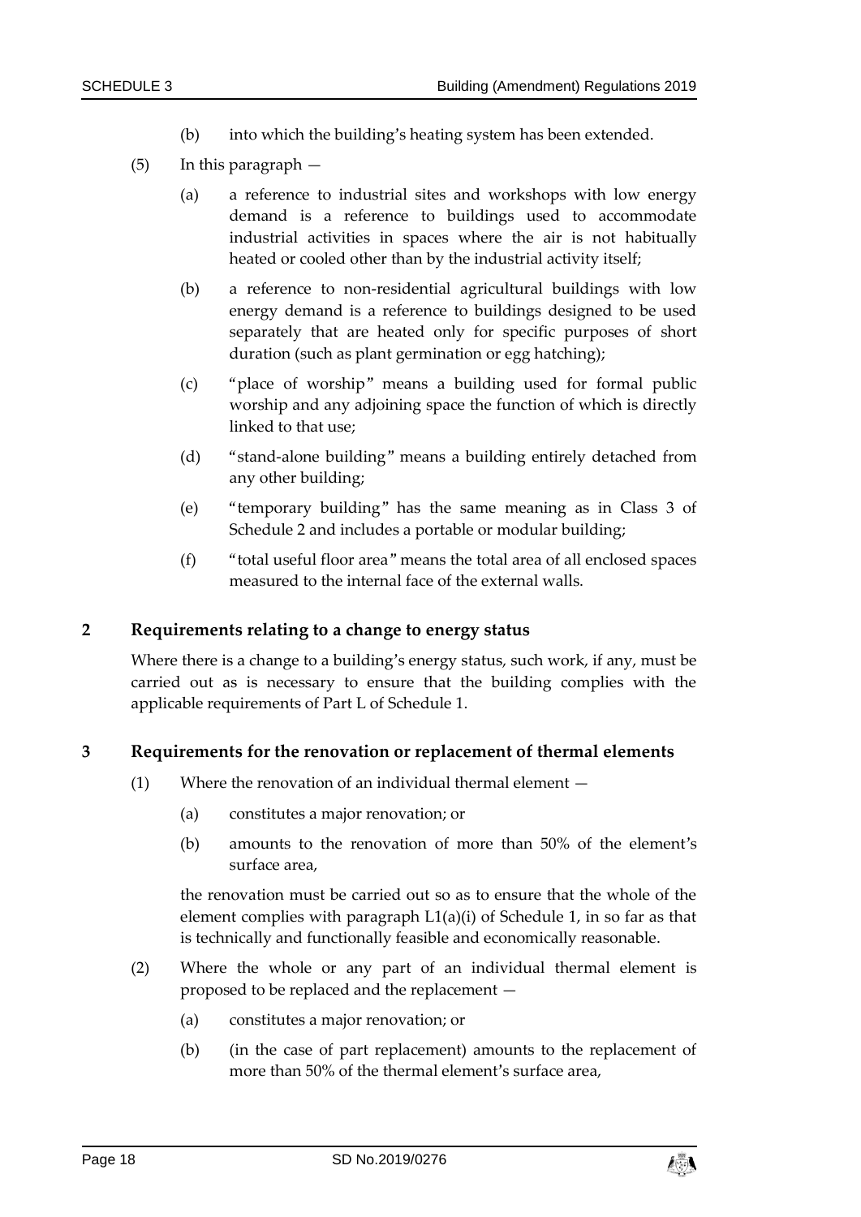(b) into which the building's heating system has been extended.

(5) In this paragraph —

(a) a reference to industrial sites and workshops with low energy demand is a reference to buildings used to accommodate industrial activities in spaces where the air is not habitually heated or cooled other than by the industrial activity itself;

(b) a reference to non-residential agricultural buildings with low energy demand is a reference to buildings designed to be used separately that are heated only for specific purposes of short duration (such as plant germination or egg hatching);

(c) "place of worship" means a building used for formal public worship and any adjoining space the function of which is directly linked to that use;

(d) "stand-alone building" means a building entirely detached from any other building;

(e) "temporary building" has the same meaning as in Class 3 of Schedule 2 and includes a portable or modular building;

(f) "total useful floor area" means the total area of all enclosed spaces measured to the internal face of the external walls.

## 2 Requirements relating to a change to energy status

Where there is a change to a building's energy status, such work, if any, must be carried out as is necessary to ensure that the building complies with the applicable requirements of Part L of Schedule 1.

## 3 Requirements for the renovation or replacement of thermal elements

(1) Where the renovation of an individual thermal element —

(a) constitutes a major renovation; or

(b) amounts to the renovation of more than 50% of the element's surface area,

the renovation must be carried out so as to ensure that the whole of the element complies with paragraph L1(a)(i) of Schedule 1, in so far as that is technically and functionally feasible and economically reasonable.

(2) Where the whole or any part of an individual thermal element is proposed to be replaced and the replacement —

(a) constitutes a major renovation; or

(b) (in the case of part replacement) amounts to the replacement of more than 50% of the thermal element's surface area,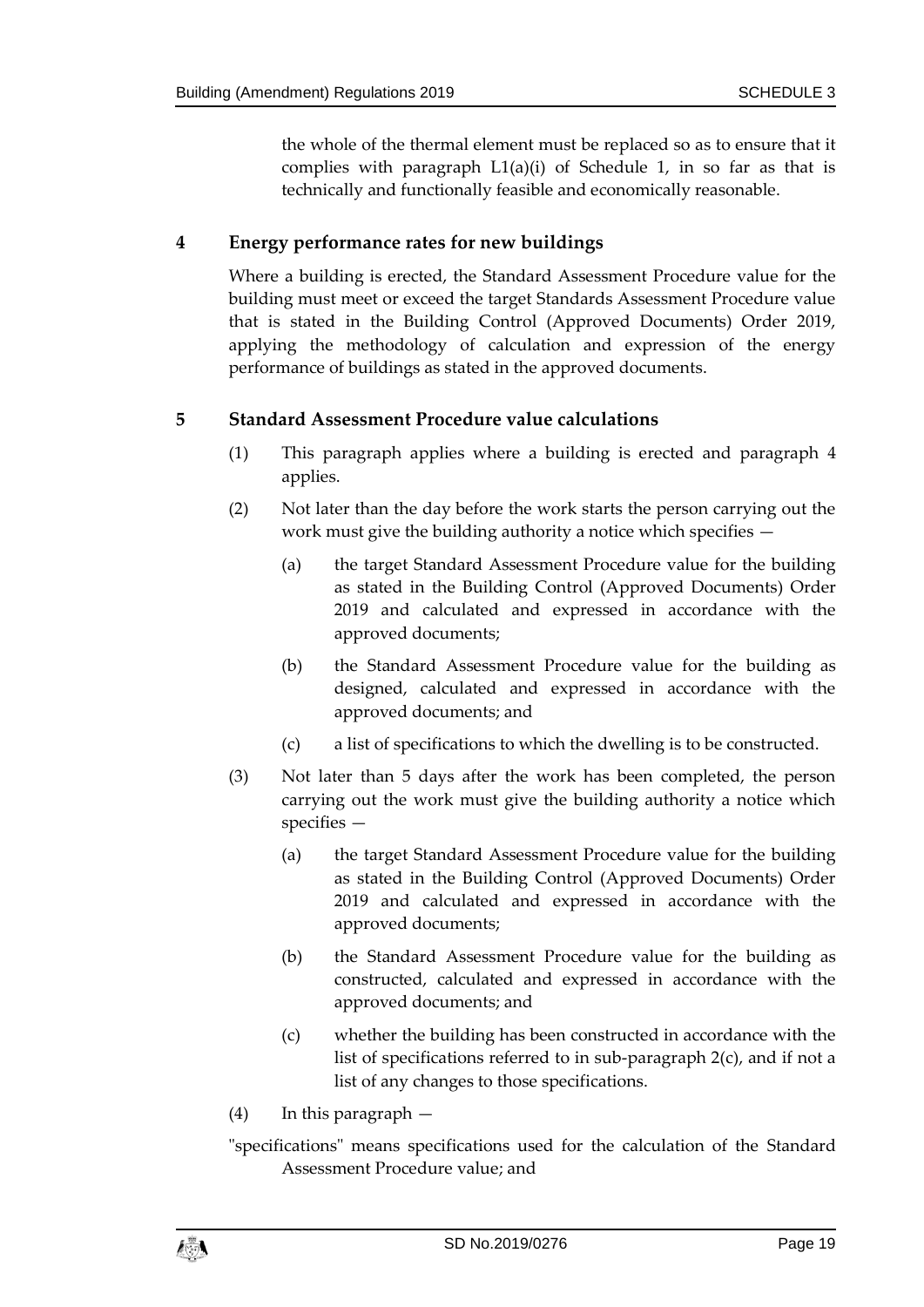the whole of the thermal element must be replaced so as to ensure that it complies with paragraph L1(a)(i) of Schedule 1, in so far as that is technically and functionally feasible and economically reasonable.

## 4 Energy performance rates for new buildings

Where a building is erected, the Standard Assessment Procedure value for the building must meet or exceed the target Standards Assessment Procedure value that is stated in the Building Control (Approved Documents) Order 2019, applying the methodology of calculation and expression of the energy performance of buildings as stated in the approved documents.

## 5 Standard Assessment Procedure value calculations

(1) This paragraph applies where a building is erected and paragraph 4 applies.

(2) Not later than the day before the work starts the person carrying out the work must give the building authority a notice which specifies —

(a) the target Standard Assessment Procedure value for the building as stated in the Building Control (Approved Documents) Order 2019 and calculated and expressed in accordance with the approved documents;

(b) the Standard Assessment Procedure value for the building as designed, calculated and expressed in accordance with the approved documents; and

(c) a list of specifications to which the dwelling is to be constructed.

(3) Not later than 5 days after the work has been completed, the person carrying out the work must give the building authority a notice which specifies —

(a) the target Standard Assessment Procedure value for the building as stated in the Building Control (Approved Documents) Order 2019 and calculated and expressed in accordance with the approved documents;

(b) the Standard Assessment Procedure value for the building as constructed, calculated and expressed in accordance with the approved documents; and

(c) whether the building has been constructed in accordance with the list of specifications referred to in sub-paragraph 2(c), and if not a list of any changes to those specifications.

(4) In this paragraph —

"specifications" means specifications used for the calculation of the Standard Assessment Procedure value; and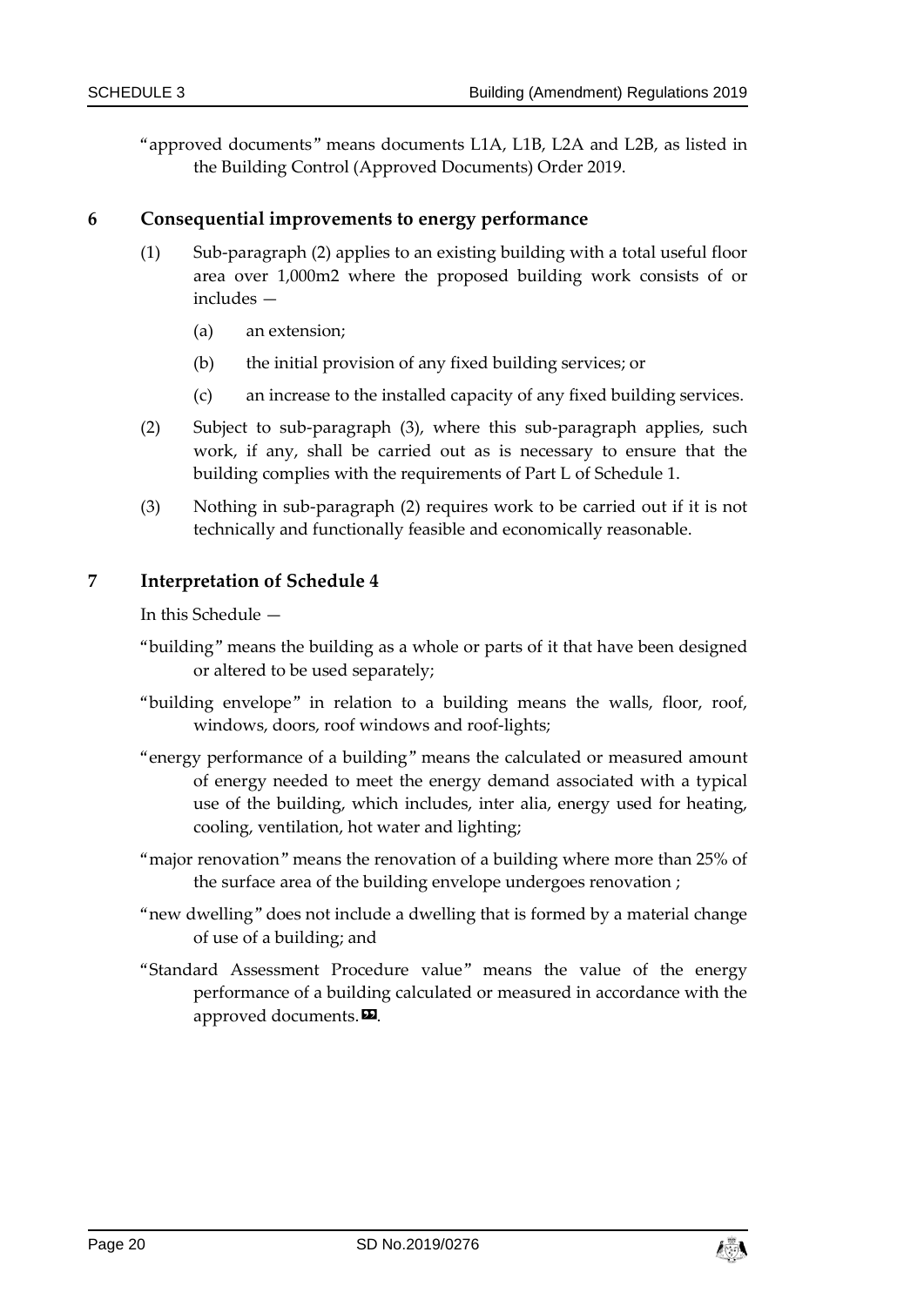"approved documents" means documents L1A, L1B, L2A and L2B, as listed in the Building Control (Approved Documents) Order 2019.

## 6 Consequential improvements to energy performance

(1) Sub-paragraph (2) applies to an existing building with a total useful floor area over 1,000m2 where the proposed building work consists of or includes —

(a) an extension;

(b) the initial provision of any fixed building services; or

(c) an increase to the installed capacity of any fixed building services.

(2) Subject to sub-paragraph (3), where this sub-paragraph applies, such work, if any, shall be carried out as is necessary to ensure that the building complies with the requirements of Part L of Schedule 1.

(3) Nothing in sub-paragraph (2) requires work to be carried out if it is not technically and functionally feasible and economically reasonable.

## 7 Interpretation of Schedule 4

In this Schedule —

"building" means the building as a whole or parts of it that have been designed or altered to be used separately;

"building envelope" in relation to a building means the walls, floor, roof, windows, doors, roof windows and roof-lights;

"energy performance of a building" means the calculated or measured amount of energy needed to meet the energy demand associated with a typical use of the building, which includes, inter alia, energy used for heating, cooling, ventilation, hot water and lighting;

"major renovation" means the renovation of a building where more than 25% of the surface area of the building envelope undergoes renovation ;

"new dwelling" does not include a dwelling that is formed by a material change of use of a building; and

"Standard Assessment Procedure value" means the value of the energy performance of a building calculated or measured in accordance with the approved documents.».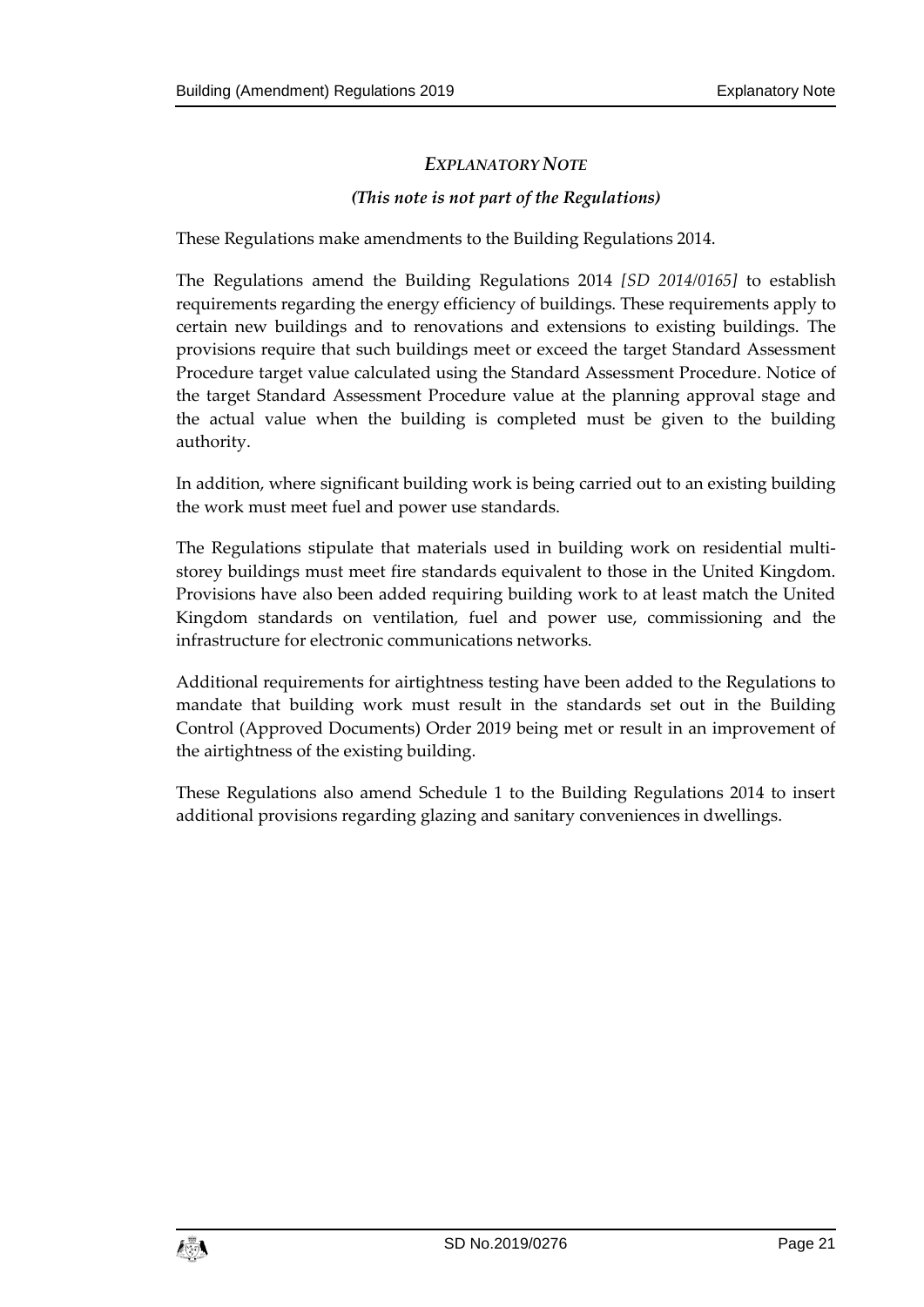## *EXPLANATORY NOTE*

***(This note is not part of the Regulations)***

These Regulations make amendments to the Building Regulations 2014.

The Regulations amend the Building Regulations 2014 *[SD 2014/0165]* to establish requirements regarding the energy efficiency of buildings. These requirements apply to certain new buildings and to renovations and extensions to existing buildings. The provisions require that such buildings meet or exceed the target Standard Assessment Procedure target value calculated using the Standard Assessment Procedure. Notice of the target Standard Assessment Procedure value at the planning approval stage and the actual value when the building is completed must be given to the building authority.

In addition, where significant building work is being carried out to an existing building the work must meet fuel and power use standards.

The Regulations stipulate that materials used in building work on residential multi-storey buildings must meet fire standards equivalent to those in the United Kingdom. Provisions have also been added requiring building work to at least match the United Kingdom standards on ventilation, fuel and power use, commissioning and the infrastructure for electronic communications networks.

Additional requirements for airtightness testing have been added to the Regulations to mandate that building work must result in the standards set out in the Building Control (Approved Documents) Order 2019 being met or result in an improvement of the airtightness of the existing building.

These Regulations also amend Schedule 1 to the Building Regulations 2014 to insert additional provisions regarding glazing and sanitary conveniences in dwellings.